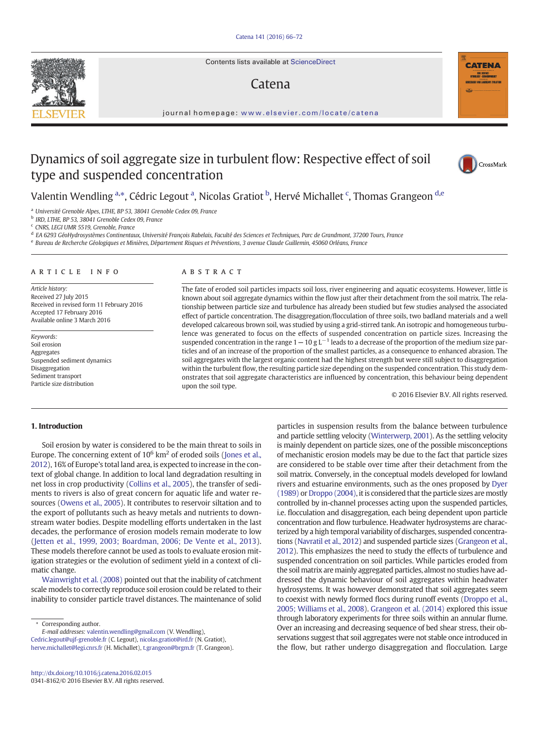# Dynamics of soil aggregate size in turbulent flow: Respective effect of soil type and suspended concentration

Valentin Wendling [a,*], Cédric Legout [a], Nicolas Gratiot [b], Hervé Michallet [c], Thomas Grangeon [d,e]

[a] Université Grenoble Alpes, LTHE, BP 53, 38041 Grenoble Cedex 09, France
[b] IRD, LTHE, BP 53, 38041 Grenoble Cedex 09, France
[c] CNRS, LEGI UMR 5519, Grenoble, France
[d] EA 6293 GéoHydrosystèmes Continentaux, Université François Rabelais, Faculté des Sciences et Techniques, Parc de Grandmont, 37200 Tours, France
[e] Bureau de Recherche Géologiques et Minières, Département Risques et Préventions, 3 avenue Claude Guillemin, 45060 Orléans, France

## ARTICLE INFO

*Article history:*
Received 27 July 2015
Received in revised form 11 February 2016
Accepted 17 February 2016
Available online 3 March 2016

*Keywords:*
Soil erosion
Aggregates
Suspended sediment dynamics
Disaggregation
Sediment transport
Particle size distribution

## ABSTRACT

The fate of eroded soil particles impacts soil loss, river engineering and aquatic ecosystems. However, little is known about soil aggregate dynamics within the flow just after their detachment from the soil matrix. The relationship between particle size and turbulence has already been studied but few studies analysed the associated effect of particle concentration. The disaggregation/flocculation of three soils, two badland materials and a well developed calcareous brown soil, was studied by using a grid-stirred tank. An isotropic and homogeneous turbulence was generated to focus on the effects of suspended concentration on particle sizes. Increasing the suspended concentration in the range 1 – 10 g $L^{-1}$ leads to a decrease of the proportion of the medium size particles and of an increase of the proportion of the smallest particles, as a consequence to enhanced abrasion. The soil aggregates with the largest organic content had the highest strength but were still subject to disaggregation within the turbulent flow, the resulting particle size depending on the suspended concentration. This study demonstrates that soil aggregate characteristics are influenced by concentration, this behaviour being dependent upon the soil type.

© 2016 Elsevier B.V. All rights reserved.

## 1. Introduction

Soil erosion by water is considered to be the main threat to soils in Europe. The concerning extent of $10^6$ $km^2$ of eroded soils (Jones et al., 2012), 16% of Europe's total land area, is expected to increase in the context of global change. In addition to local land degradation resulting in net loss in crop productivity (Collins et al., 2005), the transfer of sediments to rivers is also of great concern for aquatic life and water resources (Owens et al., 2005). It contributes to reservoir siltation and to the export of pollutants such as heavy metals and nutrients to downstream water bodies. Despite modelling efforts undertaken in the last decades, the performance of erosion models remain moderate to low (Jetten et al., 1999, 2003; Boardman, 2006; De Vente et al., 2013). These models therefore cannot be used as tools to evaluate erosion mitigation strategies or the evolution of sediment yield in a context of climatic change.

Wainwright et al. (2008) pointed out that the inability of catchment scale models to correctly reproduce soil erosion could be related to their inability to consider particle travel distances. The maintenance of solid particles in suspension results from the balance between turbulence and particle settling velocity (Winterwerp, 2001). As the settling velocity is mainly dependent on particle sizes, one of the possible misconceptions of mechanistic erosion models may be due to the fact that particle sizes are considered to be stable over time after their detachment from the soil matrix. Conversely, in the conceptual models developed for lowland rivers and estuarine environments, such as the ones proposed by Dyer (1989) or Droppo (2004), it is considered that the particle sizes are mostly controlled by in-channel processes acting upon the suspended particles, i.e. flocculation and disaggregation, each being dependent upon particle concentration and flow turbulence. Headwater hydrosystems are characterized by a high temporal variability of discharges, suspended concentrations (Navratil et al., 2012) and suspended particle sizes (Grangeon et al., 2012). This emphasizes the need to study the effects of turbulence and suspended concentration on soil particles. While particles eroded from the soil matrix are mainly aggregated particles, almost no studies have addressed the dynamic behaviour of soil aggregates within headwater hydrosystems. It was however demonstrated that soil aggregates seem to coexist with newly formed flocs during runoff events (Droppo et al., 2005; Williams et al., 2008). Grangeon et al. (2014) explored this issue through laboratory experiments for three soils within an annular flume. Over an increasing and decreasing sequence of bed shear stress, their observations suggest that soil aggregates were not stable once introduced in the flow, but rather undergo disaggregation and flocculation. Large

* Corresponding author.
E-mail addresses: valentin.wendling@gmail.com (V. Wendling), Cedric.legout@ujf-grenoble.fr (C. Legout), nicolas.gratiot@ird.fr (N. Gratiot), herve.michallet@legi.cnrs.fr (H. Michallet), t.grangeon@brgm.fr (T. Grangeon).

http://dx.doi.org/10.1016/j.catena.2016.02.015
0341-8162/© 2016 Elsevier B.V. All rights reserved.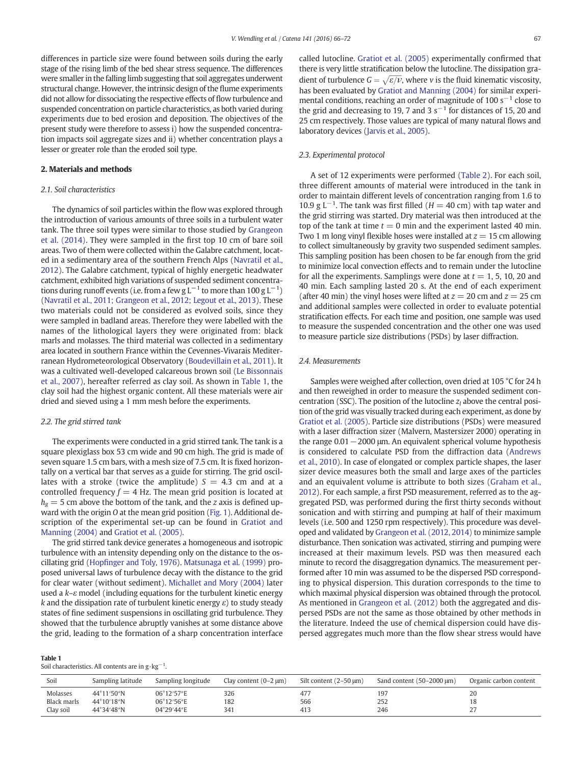differences in particle size were found between soils during the early stage of the rising limb of the bed shear stress sequence. The differences were smaller in the falling limb suggesting that soil aggregates underwent structural change. However, the intrinsic design of the flume experiments did not allow for dissociating the respective effects of flow turbulence and suspended concentration on particle characteristics, as both varied during experiments due to bed erosion and deposition. The objectives of the present study were therefore to assess i) how the suspended concentration impacts soil aggregate sizes and ii) whether concentration plays a lesser or greater role than the eroded soil type.

## 2. Materials and methods

### 2.1. Soil characteristics

The dynamics of soil particles within the flow was explored through the introduction of various amounts of three soils in a turbulent water tank. The three soil types were similar to those studied by Grangeon et al. (2014). They were sampled in the first top 10 cm of bare soil areas. Two of them were collected within the Galabre catchment, located in a sedimentary area of the southern French Alps (Navratil et al., 2012). The Galabre catchment, typical of highly energetic headwater catchment, exhibited high variations of suspended sediment concentrations during runoff events (i.e. from a few g $L^{-1}$ to more than 100 g $L^{-1}$) (Navratil et al., 2011; Grangeon et al., 2012; Legout et al., 2013). These two materials could not be considered as evolved soils, since they were sampled in badland areas. Therefore they were labelled with the names of the lithological layers they were originated from: black marls and molasses. The third material was collected in a sedimentary area located in southern France within the Cevennes-Vivarais Mediterranean Hydrometeorological Observatory (Boudevillain et al., 2011). It was a cultivated well-developed calcareous brown soil (Le Bissonnais et al., 2007), hereafter referred as clay soil. As shown in Table 1, the clay soil had the highest organic content. All these materials were air dried and sieved using a 1 mm mesh before the experiments.

### 2.2. The grid stirred tank

The experiments were conducted in a grid stirred tank. The tank is a square plexiglass box 53 cm wide and 90 cm high. The grid is made of seven square 1.5 cm bars, with a mesh size of 7.5 cm. It is fixed horizontally on a vertical bar that serves as a guide for stirring. The grid oscillates with a stroke (twice the amplitude) $S = 4.3$ cm and at a controlled frequency $f = 4$ Hz. The mean grid position is located at $h_g = 5$ cm above the bottom of the tank, and the $z$ axis is defined upward with the origin $O$ at the mean grid position (Fig. 1). Additional description of the experimental set-up can be found in Gratiot and Manning (2004) and Gratiot et al. (2005).

The grid stirred tank device generates a homogeneous and isotropic turbulence with an intensity depending only on the distance to the oscillating grid (Hopfinger and Toly, 1976). Matsunaga et al. (1999) proposed universal laws of turbulence decay with the distance to the grid for clear water (without sediment). Michallet and Mory (2004) later used a $k$–$\varepsilon$ model (including equations for the turbulent kinetic energy $k$ and the dissipation rate of turbulent kinetic energy $\varepsilon$) to study steady states of fine sediment suspensions in oscillating grid turbulence. They showed that the turbulence abruptly vanishes at some distance above the grid, leading to the formation of a sharp concentration interface called lutocline. Gratiot et al. (2005) experimentally confirmed that there is very little stratification below the lutocline. The dissipation gradient of turbulence $G = \sqrt{\varepsilon/\nu}$, where $\nu$ is the fluid kinematic viscosity, has been evaluated by Gratiot and Manning (2004) for similar experimental conditions, reaching an order of magnitude of 100 $s^{-1}$ close to the grid and decreasing to 19, 7 and 3 $s^{-1}$ for distances of 15, 20 and 25 cm respectively. Those values are typical of many natural flows and laboratory devices (Jarvis et al., 2005).

### 2.3. Experimental protocol

A set of 12 experiments were performed (Table 2). For each soil, three different amounts of material were introduced in the tank in order to maintain different levels of concentration ranging from 1.6 to 10.9 g $L^{-1}$. The tank was first filled ($H = 40$ cm) with tap water and the grid stirring was started. Dry material was then introduced at the top of the tank at time $t = 0$ min and the experiment lasted 40 min. Two 1 m long vinyl flexible hoses were installed at $z = 15$ cm allowing to collect simultaneously by gravity two suspended sediment samples. This sampling position has been chosen to be far enough from the grid to minimize local convection effects and to remain under the lutocline for all the experiments. Samplings were done at $t = 1$, 5, 10, 20 and 40 min. Each sampling lasted 20 s. At the end of each experiment (after 40 min) the vinyl hoses were lifted at $z = 20$ cm and $z = 25$ cm and additional samples were collected in order to evaluate potential stratification effects. For each time and position, one sample was used to measure the suspended concentration and the other one was used to measure particle size distributions (PSDs) by laser diffraction.

### 2.4. Measurements

Samples were weighed after collection, oven dried at 105 °C for 24 h and then reweighed in order to measure the suspended sediment concentration (SSC). The position of the lutocline $z_l$ above the central position of the grid was visually tracked during each experiment, as done by Gratiot et al. (2005). Particle size distributions (PSDs) were measured with a laser diffraction sizer (Malvern, Mastersizer 2000) operating in the range 0.01 − 2000 μm. An equivalent spherical volume hypothesis is considered to calculate PSD from the diffraction data (Andrews et al., 2010). In case of elongated or complex particle shapes, the laser sizer device measures both the small and large axes of the particles and an equivalent volume is attribute to both sizes (Graham et al., 2012). For each sample, a first PSD measurement, referred as to the aggregated PSD, was performed during the first thirty seconds without sonication and with stirring and pumping at half of their maximum levels (i.e. 500 and 1250 rpm respectively). This procedure was developed and validated by Grangeon et al. (2012, 2014) to minimize sample disturbance. Then sonication was activated, stirring and pumping were increased at their maximum levels. PSD was then measured each minute to record the disaggregation dynamics. The measurement performed after 10 min was assumed to be the dispersed PSD corresponding to physical dispersion. This duration corresponds to the time to which maximal physical dispersion was obtained through the protocol. As mentioned in Grangeon et al. (2012) both the aggregated and dispersed PSDs are not the same as those obtained by other methods in the literature. Indeed the use of chemical dispersion could have dispersed aggregates much more than the flow shear stress would have

**Table 1**
Soil characteristics. All contents are in g·$kg^{-1}$.

| Soil | Sampling latitude | Sampling longitude | Clay content (0–2 μm) | Silt content (2–50 μm) | Sand content (50–2000 μm) | Organic carbon content |
|---|---|---|---|---|---|---|
| Molasses | 44°11′50″N | 06°12′57″E | 326 | 477 | 197 | 20 |
| Black marls | 44°10′18″N | 06°12′56″E | 182 | 566 | 252 | 18 |
| Clay soil | 44°34′48″N | 04°29′44″E | 341 | 413 | 246 | 27 |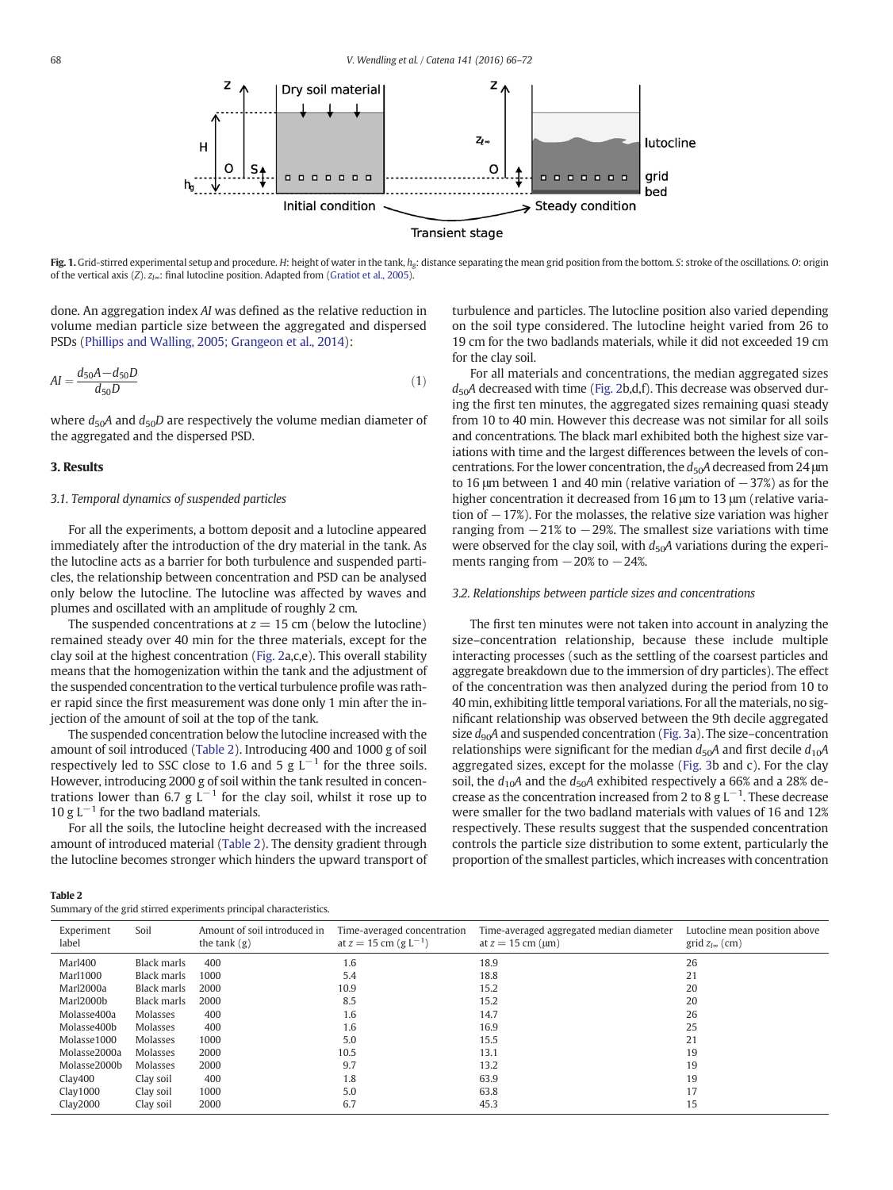**Fig. 1.** Grid-stirred experimental setup and procedure. *H*: height of water in the tank, $h_g$: distance separating the mean grid position from the bottom. *S*: stroke of the oscillations. *O*: origin of the vertical axis (*Z*). $z_{l\infty}$: final lutocline position. Adapted from (Gratiot et al., 2005).

done. An aggregation index *AI* was defined as the relative reduction in volume median particle size between the aggregated and dispersed PSDs (Phillips and Walling, 2005; Grangeon et al., 2014):

$$AI = \frac{d_{50}A - d_{50}D}{d_{50}D} \tag{1}$$

where $d_{50}A$ and $d_{50}D$ are respectively the volume median diameter of the aggregated and the dispersed PSD.

## 3. Results

### 3.1. Temporal dynamics of suspended particles

For all the experiments, a bottom deposit and a lutocline appeared immediately after the introduction of the dry material in the tank. As the lutocline acts as a barrier for both turbulence and suspended particles, the relationship between concentration and PSD can be analysed only below the lutocline. The lutocline was affected by waves and plumes and oscillated with an amplitude of roughly 2 cm.

The suspended concentrations at $z = 15$ cm (below the lutocline) remained steady over 40 min for the three materials, except for the clay soil at the highest concentration (Fig. 2a,c,e). This overall stability means that the homogenization within the tank and the adjustment of the suspended concentration to the vertical turbulence profile was rather rapid since the first measurement was done only 1 min after the injection of the amount of soil at the top of the tank.

The suspended concentration below the lutocline increased with the amount of soil introduced (Table 2). Introducing 400 and 1000 g of soil respectively led to SSC close to 1.6 and 5 g $L^{-1}$ for the three soils. However, introducing 2000 g of soil within the tank resulted in concentrations lower than 6.7 g $L^{-1}$ for the clay soil, whilst it rose up to 10 g $L^{-1}$ for the two badland materials.

For all the soils, the lutocline height decreased with the increased amount of introduced material (Table 2). The density gradient through the lutocline becomes stronger which hinders the upward transport of turbulence and particles. The lutocline position also varied depending on the soil type considered. The lutocline height varied from 26 to 19 cm for the two badlands materials, while it did not exceeded 19 cm for the clay soil.

For all materials and concentrations, the median aggregated sizes $d_{50}A$ decreased with time (Fig. 2b,d,f). This decrease was observed during the first ten minutes, the aggregated sizes remaining quasi steady from 10 to 40 min. However this decrease was not similar for all soils and concentrations. The black marl exhibited both the highest size variations with time and the largest differences between the levels of concentrations. For the lower concentration, the $d_{50}A$ decreased from 24 μm to 16 μm between 1 and 40 min (relative variation of −37%) as for the higher concentration it decreased from 16 μm to 13 μm (relative variation of −17%). For the molasses, the relative size variation was higher ranging from −21% to −29%. The smallest size variations with time were observed for the clay soil, with $d_{50}A$ variations during the experiments ranging from −20% to −24%.

### 3.2. Relationships between particle sizes and concentrations

The first ten minutes were not taken into account in analyzing the size–concentration relationship, because these include multiple interacting processes (such as the settling of the coarsest particles and aggregate breakdown due to the immersion of dry particles). The effect of the concentration was then analyzed during the period from 10 to 40 min, exhibiting little temporal variations. For all the materials, no significant relationship was observed between the 9th decile aggregated size $d_{90}A$ and suspended concentration (Fig. 3a). The size–concentration relationships were significant for the median $d_{50}A$ and first decile $d_{10}A$ aggregated sizes, except for the molasse (Fig. 3b and c). For the clay soil, the $d_{10}A$ and the $d_{50}A$ exhibited respectively a 66% and a 28% decrease as the concentration increased from 2 to 8 g $L^{-1}$. These decrease were smaller for the two badland materials with values of 16 and 12% respectively. These results suggest that the suspended concentration controls the particle size distribution to some extent, particularly the proportion of the smallest particles, which increases with concentration

**Table 2**
Summary of the grid stirred experiments principal characteristics.

| Experiment label | Soil | Amount of soil introduced in the tank (g) | Time-averaged concentration at $z = 15$ cm (g $L^{-1}$) | Time-averaged aggregated median diameter at $z = 15$ cm (μm) | Lutocline mean position above grid $z_{l\infty}$ (cm) |
|---|---|---|---|---|---|
| Marl400 | Black marls | 400 | 1.6 | 18.9 | 26 |
| Marl1000 | Black marls | 1000 | 5.4 | 18.8 | 21 |
| Marl2000a | Black marls | 2000 | 10.9 | 15.2 | 20 |
| Marl2000b | Black marls | 2000 | 8.5 | 15.2 | 20 |
| Molasse400a | Molasses | 400 | 1.6 | 14.7 | 26 |
| Molasse400b | Molasses | 400 | 1.6 | 16.9 | 25 |
| Molasse1000 | Molasses | 1000 | 5.0 | 15.5 | 21 |
| Molasse2000a | Molasses | 2000 | 10.5 | 13.1 | 19 |
| Molasse2000b | Molasses | 2000 | 9.7 | 13.2 | 19 |
| Clay400 | Clay soil | 400 | 1.8 | 63.9 | 19 |
| Clay1000 | Clay soil | 1000 | 5.0 | 63.8 | 17 |
| Clay2000 | Clay soil | 2000 | 6.7 | 45.3 | 15 |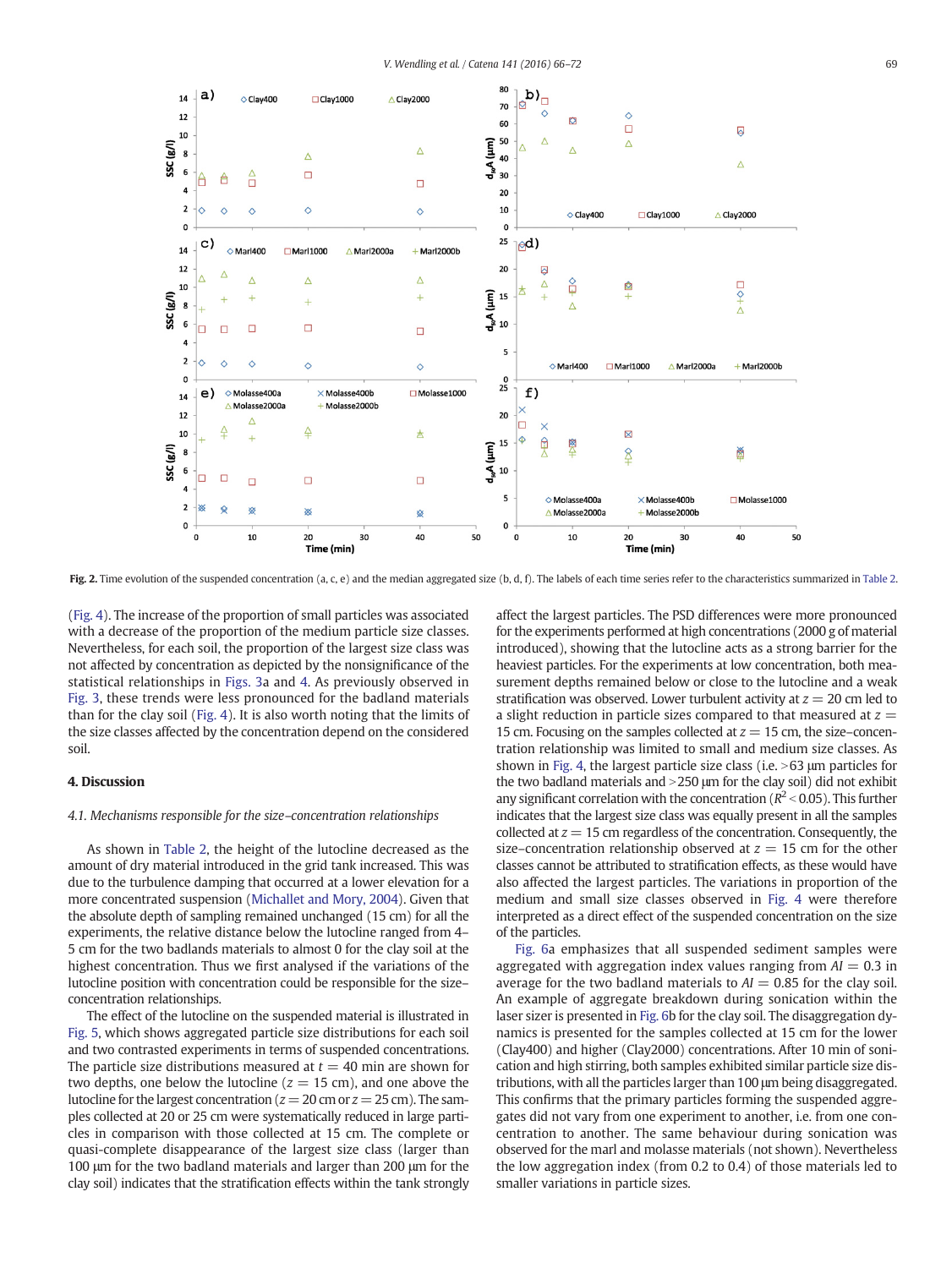Fig. 2. Time evolution of the suspended concentration (a, c, e) and the median aggregated size (b, d, f). The labels of each time series refer to the characteristics summarized in Table 2.

(Fig. 4). The increase of the proportion of small particles was associated with a decrease of the proportion of the medium particle size classes. Nevertheless, for each soil, the proportion of the largest size class was not affected by concentration as depicted by the nonsignificance of the statistical relationships in Figs. 3a and 4. As previously observed in Fig. 3, these trends were less pronounced for the badland materials than for the clay soil (Fig. 4). It is also worth noting that the limits of the size classes affected by the concentration depend on the considered soil.

## 4. Discussion

### 4.1. Mechanisms responsible for the size–concentration relationships

As shown in Table 2, the height of the lutocline decreased as the amount of dry material introduced in the grid tank increased. This was due to the turbulence damping that occurred at a lower elevation for a more concentrated suspension (Michallet and Mory, 2004). Given that the absolute depth of sampling remained unchanged (15 cm) for all the experiments, the relative distance below the lutocline ranged from 4–5 cm for the two badlands materials to almost 0 for the clay soil at the highest concentration. Thus we first analysed if the variations of the lutocline position with concentration could be responsible for the size–concentration relationships.

The effect of the lutocline on the suspended material is illustrated in Fig. 5, which shows aggregated particle size distributions for each soil and two contrasted experiments in terms of suspended concentrations. The particle size distributions measured at $t = 40$ min are shown for two depths, one below the lutocline ($z = 15$ cm), and one above the lutocline for the largest concentration ($z = 20$ cm or $z = 25$ cm). The samples collected at 20 or 25 cm were systematically reduced in large particles in comparison with those collected at 15 cm. The complete or quasi-complete disappearance of the largest size class (larger than 100 µm for the two badland materials and larger than 200 µm for the clay soil) indicates that the stratification effects within the tank strongly affect the largest particles. The PSD differences were more pronounced for the experiments performed at high concentrations (2000 g of material introduced), showing that the lutocline acts as a strong barrier for the heaviest particles. For the experiments at low concentration, both measurement depths remained below or close to the lutocline and a weak stratification was observed. Lower turbulent activity at $z = 20$ cm led to a slight reduction in particle sizes compared to that measured at $z = 15$ cm. Focusing on the samples collected at $z = 15$ cm, the size–concentration relationship was limited to small and medium size classes. As shown in Fig. 4, the largest particle size class (i.e. >63 µm particles for the two badland materials and >250 µm for the clay soil) did not exhibit any significant correlation with the concentration ($R^2 < 0.05$). This further indicates that the largest size class was equally present in all the samples collected at $z = 15$ cm regardless of the concentration. Consequently, the size–concentration relationship observed at $z = 15$ cm for the other classes cannot be attributed to stratification effects, as these would have also affected the largest particles. The variations in proportion of the medium and small size classes observed in Fig. 4 were therefore interpreted as a direct effect of the suspended concentration on the size of the particles.

Fig. 6a emphasizes that all suspended sediment samples were aggregated with aggregation index values ranging from $AI = 0.3$ in average for the two badland materials to $AI = 0.85$ for the clay soil. An example of aggregate breakdown during sonication within the laser sizer is presented in Fig. 6b for the clay soil. The disaggregation dynamics is presented for the samples collected at 15 cm for the lower (Clay400) and higher (Clay2000) concentrations. After 10 min of sonication and high stirring, both samples exhibited similar particle size distributions, with all the particles larger than 100 µm being disaggregated. This confirms that the primary particles forming the suspended aggregates did not vary from one experiment to another, i.e. from one concentration to another. The same behaviour during sonication was observed for the marl and molasse materials (not shown). Nevertheless the low aggregation index (from 0.2 to 0.4) of those materials led to smaller variations in particle sizes.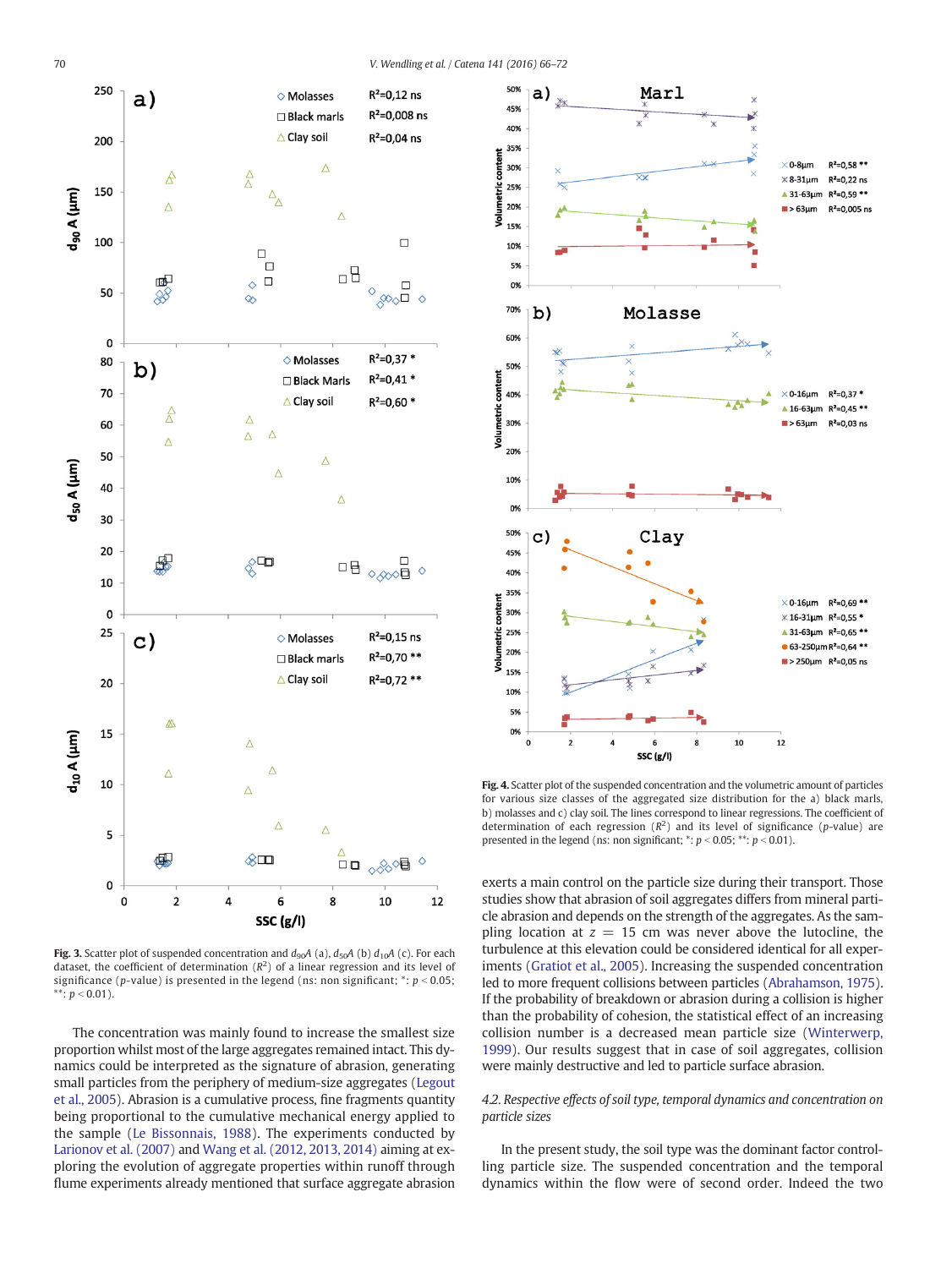**Fig. 3.** Scatter plot of suspended concentration and $d_{90}A$ (a), $d_{50}A$ (b) $d_{10}A$ (c). For each dataset, the coefficient of determination ($R^2$) of a linear regression and its level of significance ($p$-value) is presented in the legend (ns: non significant; *: $p < 0.05$; **: $p < 0.01$).

The concentration was mainly found to increase the smallest size proportion whilst most of the large aggregates remained intact. This dynamics could be interpreted as the signature of abrasion, generating small particles from the periphery of medium-size aggregates (Legout et al., 2005). Abrasion is a cumulative process, fine fragments quantity being proportional to the cumulative mechanical energy applied to the sample (Le Bissonnais, 1988). The experiments conducted by Larionov et al. (2007) and Wang et al. (2012, 2013, 2014) aiming at exploring the evolution of aggregate properties within runoff through flume experiments already mentioned that surface aggregate abrasion

**Fig. 4.** Scatter plot of the suspended concentration and the volumetric amount of particles for various size classes of the aggregated size distribution for the a) black marls, b) molasses and c) clay soil. The lines correspond to linear regressions. The coefficient of determination of each regression ($R^2$) and its level of significance ($p$-value) are presented in the legend (ns: non significant; *: $p < 0.05$; **: $p < 0.01$).

exerts a main control on the particle size during their transport. Those studies show that abrasion of soil aggregates differs from mineral particle abrasion and depends on the strength of the aggregates. As the sampling location at $z = 15$ cm was never above the lutocline, the turbulence at this elevation could be considered identical for all experiments (Gratiot et al., 2005). Increasing the suspended concentration led to more frequent collisions between particles (Abrahamson, 1975). If the probability of breakdown or abrasion during a collision is higher than the probability of cohesion, the statistical effect of an increasing collision number is a decreased mean particle size (Winterwerp, 1999). Our results suggest that in case of soil aggregates, collision were mainly destructive and led to particle surface abrasion.

### *4.2. Respective effects of soil type, temporal dynamics and concentration on particle sizes*

In the present study, the soil type was the dominant factor controlling particle size. The suspended concentration and the temporal dynamics within the flow were of second order. Indeed the two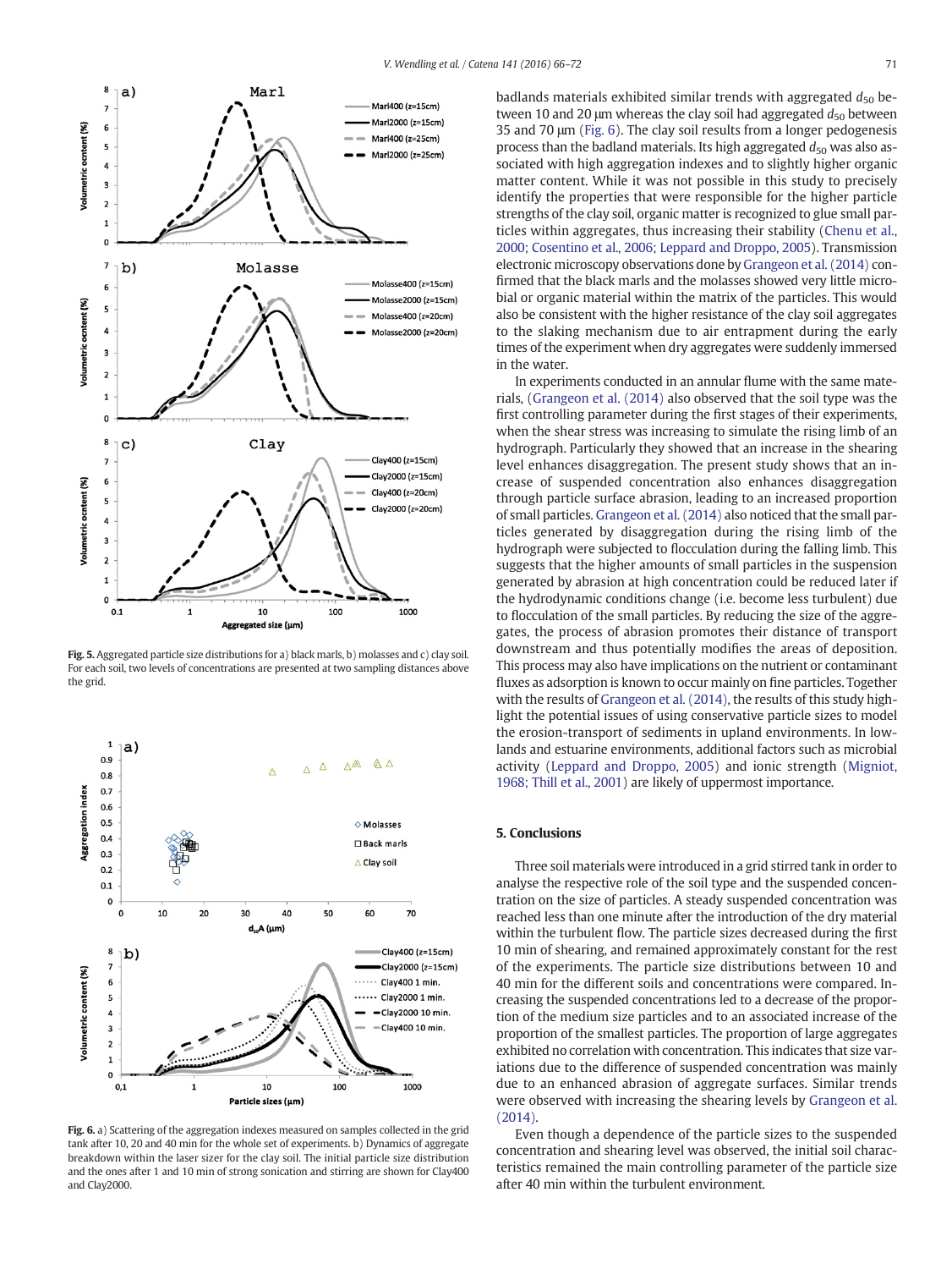Fig. 5. Aggregated particle size distributions for a) black marls, b) molasses and c) clay soil. For each soil, two levels of concentrations are presented at two sampling distances above the grid.

Fig. 6. a) Scattering of the aggregation indexes measured on samples collected in the grid tank after 10, 20 and 40 min for the whole set of experiments. b) Dynamics of aggregate breakdown within the laser sizer for the clay soil. The initial particle size distribution and the ones after 1 and 10 min of strong sonication and stirring are shown for Clay400 and Clay2000.

badlands materials exhibited similar trends with aggregated $d_{50}$ between 10 and 20 μm whereas the clay soil had aggregated $d_{50}$ between 35 and 70 μm (Fig. 6). The clay soil results from a longer pedogenesis process than the badland materials. Its high aggregated $d_{50}$ was also associated with high aggregation indexes and to slightly higher organic matter content. While it was not possible in this study to precisely identify the properties that were responsible for the higher particle strengths of the clay soil, organic matter is recognized to glue small particles within aggregates, thus increasing their stability (Chenu et al., 2000; Cosentino et al., 2006; Leppard and Droppo, 2005). Transmission electronic microscopy observations done by Grangeon et al. (2014) confirmed that the black marls and the molasses showed very little microbial or organic material within the matrix of the particles. This would also be consistent with the higher resistance of the clay soil aggregates to the slaking mechanism due to air entrapment during the early times of the experiment when dry aggregates were suddenly immersed in the water.

In experiments conducted in an annular flume with the same materials, (Grangeon et al. (2014) also observed that the soil type was the first controlling parameter during the first stages of their experiments, when the shear stress was increasing to simulate the rising limb of an hydrograph. Particularly they showed that an increase in the shearing level enhances disaggregation. The present study shows that an increase of suspended concentration also enhances disaggregation through particle surface abrasion, leading to an increased proportion of small particles. Grangeon et al. (2014) also noticed that the small particles generated by disaggregation during the rising limb of the hydrograph were subjected to flocculation during the falling limb. This suggests that the higher amounts of small particles in the suspension generated by abrasion at high concentration could be reduced later if the hydrodynamic conditions change (i.e. become less turbulent) due to flocculation of the small particles. By reducing the size of the aggregates, the process of abrasion promotes their distance of transport downstream and thus potentially modifies the areas of deposition. This process may also have implications on the nutrient or contaminant fluxes as adsorption is known to occur mainly on fine particles. Together with the results of Grangeon et al. (2014), the results of this study highlight the potential issues of using conservative particle sizes to model the erosion-transport of sediments in upland environments. In lowlands and estuarine environments, additional factors such as microbial activity (Leppard and Droppo, 2005) and ionic strength (Migniot, 1968; Thill et al., 2001) are likely of uppermost importance.

## 5. Conclusions

Three soil materials were introduced in a grid stirred tank in order to analyse the respective role of the soil type and the suspended concentration on the size of particles. A steady suspended concentration was reached less than one minute after the introduction of the dry material within the turbulent flow. The particle sizes decreased during the first 10 min of shearing, and remained approximately constant for the rest of the experiments. The particle size distributions between 10 and 40 min for the different soils and concentrations were compared. Increasing the suspended concentrations led to a decrease of the proportion of the medium size particles and to an associated increase of the proportion of the smallest particles. The proportion of large aggregates exhibited no correlation with concentration. This indicates that size variations due to the difference of suspended concentration was mainly due to an enhanced abrasion of aggregate surfaces. Similar trends were observed with increasing the shearing levels by Grangeon et al. (2014).

Even though a dependence of the particle sizes to the suspended concentration and shearing level was observed, the initial soil characteristics remained the main controlling parameter of the particle size after 40 min within the turbulent environment.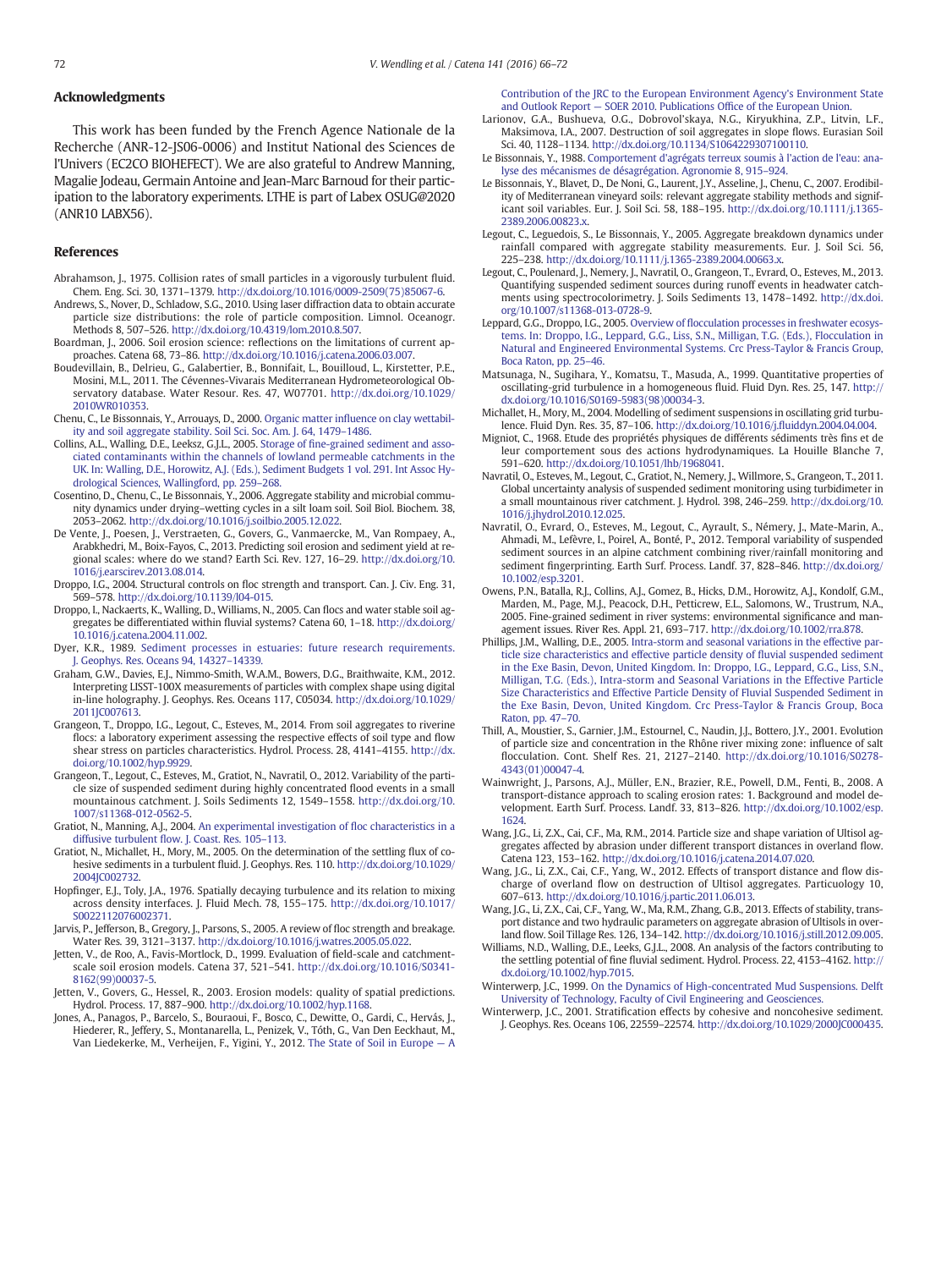## Acknowledgments

This work has been funded by the French Agence Nationale de la Recherche (ANR-12-JS06-0006) and Institut National des Sciences de l'Univers (EC2CO BIOHEFECT). We are also grateful to Andrew Manning, Magalie Jodeau, Germain Antoine and Jean-Marc Barnoud for their participation to the laboratory experiments. LTHE is part of Labex OSUG@2020 (ANR10 LABX56).

## References

Abrahamson, J., 1975. Collision rates of small particles in a vigorously turbulent fluid. Chem. Eng. Sci. 30, 1371–1379. http://dx.doi.org/10.1016/0009-2509(75)85067-6.

Andrews, S., Nover, D., Schladow, S.G., 2010. Using laser diffraction data to obtain accurate particle size distributions: the role of particle composition. Limnol. Oceanogr. Methods 8, 507–526. http://dx.doi.org/10.4319/lom.2010.8.507.

Boardman, J., 2006. Soil erosion science: reflections on the limitations of current approaches. Catena 68, 73–86. http://dx.doi.org/10.1016/j.catena.2006.03.007.

Boudevillain, B., Delrieu, G., Galabertier, B., Bonnifait, L., Bouilloud, L., Kirstetter, P.E., Mosini, M.L., 2011. The Cévennes-Vivarais Mediterranean Hydrometeorological Observatory database. Water Resour. Res. 47, W07701. http://dx.doi.org/10.1029/2010WR010353.

Chenu, C., Le Bissonnais, Y., Arrouays, D., 2000. Organic matter influence on clay wettability and soil aggregate stability. Soil Sci. Soc. Am. J. 64, 1479–1486.

Collins, A.L., Walling, D.E., Leeksz, G.J.L., 2005. Storage of fine-grained sediment and associated contaminants within the channels of lowland permeable catchments in the UK. In: Walling, D.E., Horowitz, A.J. (Eds.), Sediment Budgets 1 vol. 291. Int Assoc Hydrological Sciences, Wallingford, pp. 259–268.

Cosentino, D., Chenu, C., Le Bissonnais, Y., 2006. Aggregate stability and microbial community dynamics under drying–wetting cycles in a silt loam soil. Soil Biol. Biochem. 38, 2053–2062. http://dx.doi.org/10.1016/j.soilbio.2005.12.022.

De Vente, J., Poesen, J., Verstraeten, G., Govers, G., Vanmaercke, M., Van Rompaey, A., Arabkhedri, M., Boix-Fayos, C., 2013. Predicting soil erosion and sediment yield at regional scales: where do we stand? Earth Sci. Rev. 127, 16–29. http://dx.doi.org/10.1016/j.earscirev.2013.08.014.

Droppo, I.G., 2004. Structural controls on floc strength and transport. Can. J. Civ. Eng. 31, 569–578. http://dx.doi.org/10.1139/l04-015.

Droppo, I., Nackaerts, K., Walling, D., Williams, N., 2005. Can flocs and water stable soil aggregates be differentiated within fluvial systems? Catena 60, 1–18. http://dx.doi.org/10.1016/j.catena.2004.11.002.

Dyer, K.R., 1989. Sediment processes in estuaries: future research requirements. J. Geophys. Res. Oceans 94, 14327–14339.

Graham, G.W., Davies, E.J., Nimmo-Smith, W.A.M., Bowers, D.G., Braithwaite, K.M., 2012. Interpreting LISST-100X measurements of particles with complex shape using digital in-line holography. J. Geophys. Res. Oceans 117, C05034. http://dx.doi.org/10.1029/2011JC007613.

Grangeon, T., Droppo, I.G., Legout, C., Esteves, M., 2014. From soil aggregates to riverine flocs: a laboratory experiment assessing the respective effects of soil type and flow shear stress on particles characteristics. Hydrol. Process. 28, 4141–4155. http://dx.doi.org/10.1002/hyp.9929.

Grangeon, T., Legout, C., Esteves, M., Gratiot, N., Navratil, O., 2012. Variability of the particle size of suspended sediment during highly concentrated flood events in a small mountainous catchment. J. Soils Sediments 12, 1549–1558. http://dx.doi.org/10.1007/s11368-012-0562-5.

Gratiot, N., Manning, A.J., 2004. An experimental investigation of floc characteristics in a diffusive turbulent flow. J. Coast. Res. 105–113.

Gratiot, N., Michallet, H., Mory, M., 2005. On the determination of the settling flux of cohesive sediments in a turbulent fluid. J. Geophys. Res. 110. http://dx.doi.org/10.1029/2004JC002732.

Hopfinger, E.J., Toly, J.A., 1976. Spatially decaying turbulence and its relation to mixing across density interfaces. J. Fluid Mech. 78, 155–175. http://dx.doi.org/10.1017/S0022112076002371.

Jarvis, P., Jefferson, B., Gregory, J., Parsons, S., 2005. A review of floc strength and breakage. Water Res. 39, 3121–3137. http://dx.doi.org/10.1016/j.watres.2005.05.022.

Jetten, V., de Roo, A., Favis-Mortlock, D., 1999. Evaluation of field-scale and catchment-scale soil erosion models. Catena 37, 521–541. http://dx.doi.org/10.1016/S0341-8162(99)00037-5.

Jetten, V., Govers, G., Hessel, R., 2003. Erosion models: quality of spatial predictions. Hydrol. Process. 17, 887–900. http://dx.doi.org/10.1002/hyp.1168.

Jones, A., Panagos, P., Barcelo, S., Bouraoui, F., Bosco, C., Dewitte, O., Gardi, C., Hervás, J., Hiederer, R., Jeffery, S., Montanarella, L., Penizek, V., Tóth, G., Van Den Eeckhaut, M., Van Liedekerke, M., Verheijen, F., Yigini, Y., 2012. The State of Soil in Europe — A Contribution of the JRC to the European Environment Agency's Environment State and Outlook Report — SOER 2010. Publications Office of the European Union.

Larionov, G.A., Bushueva, O.G., Dobrovol'skaya, N.G., Kiryukhina, Z.P., Litvin, L.F., Maksimova, I.A., 2007. Destruction of soil aggregates in slope flows. Eurasian Soil Sci. 40, 1128–1134. http://dx.doi.org/10.1134/S1064229307100110.

Le Bissonnais, Y., 1988. Comportement d'agrégats terreux soumis à l'action de l'eau: analyse des mécanismes de désagrégation. Agronomie 8, 915–924.

Le Bissonnais, Y., Blavet, D., De Noni, G., Laurent, J.Y., Asseline, J., Chenu, C., 2007. Erodibility of Mediterranean vineyard soils: relevant aggregate stability methods and significant soil variables. Eur. J. Soil Sci. 58, 188–195. http://dx.doi.org/10.1111/j.1365-2389.2006.00823.x.

Legout, C., Leguedois, S., Le Bissonnais, Y., 2005. Aggregate breakdown dynamics under rainfall compared with aggregate stability measurements. Eur. J. Soil Sci. 56, 225–238. http://dx.doi.org/10.1111/j.1365-2389.2004.00663.x.

Legout, C., Poulenard, J., Nemery, J., Navratil, O., Grangeon, T., Evrard, O., Esteves, M., 2013. Quantifying suspended sediment sources during runoff events in headwater catchments using spectrocolorimetry. J. Soils Sediments 13, 1478–1492. http://dx.doi.org/10.1007/s11368-013-0728-9.

Leppard, G.G., Droppo, I.G., 2005. Overview of flocculation processes in freshwater ecosystems. In: Droppo, I.G., Leppard, G.G., Liss, S.N., Milligan, T.G. (Eds.), Flocculation in Natural and Engineered Environmental Systems. Crc Press-Taylor & Francis Group, Boca Raton, pp. 25–46.

Matsunaga, N., Sugihara, Y., Komatsu, T., Masuda, A., 1999. Quantitative properties of oscillating-grid turbulence in a homogeneous fluid. Fluid Dyn. Res. 25, 147. http://dx.doi.org/10.1016/S0169-5983(98)00034-3.

Michallet, H., Mory, M., 2004. Modelling of sediment suspensions in oscillating grid turbulence. Fluid Dyn. Res. 35, 87–106. http://dx.doi.org/10.1016/j.fluiddyn.2004.04.004.

Migniot, C., 1968. Etude des propriétés physiques de différents sédiments très fins et de leur comportement sous des actions hydrodynamiques. La Houille Blanche 7, 591–620. http://dx.doi.org/10.1051/lhb/1968041.

Navratil, O., Esteves, M., Legout, C., Gratiot, N., Nemery, J., Willmore, S., Grangeon, T., 2011. Global uncertainty analysis of suspended sediment monitoring using turbidimeter in a small mountainous river catchment. J. Hydrol. 398, 246–259. http://dx.doi.org/10.1016/j.jhydrol.2010.12.025.

Navratil, O., Evrard, O., Esteves, M., Legout, C., Ayrault, S., Némery, J., Mate-Marin, A., Ahmadi, M., Lefèvre, I., Poirel, A., Bonté, P., 2012. Temporal variability of suspended sediment sources in an alpine catchment combining river/rainfall monitoring and sediment fingerprinting. Earth Surf. Process. Landf. 37, 828–846. http://dx.doi.org/10.1002/esp.3201.

Owens, P.N., Batalla, R.J., Collins, A.J., Gomez, B., Hicks, D.M., Horowitz, A.J., Kondolf, G.M., Marden, M., Page, M.J., Peacock, D.H., Petticrew, E.L., Salomons, W., Trustrum, N.A., 2005. Fine-grained sediment in river systems: environmental significance and management issues. River Res. Appl. 21, 693–717. http://dx.doi.org/10.1002/rra.878.

Phillips, J.M., Walling, D.E., 2005. Intra-storm and seasonal variations in the effective particle size characteristics and effective particle density of fluvial suspended sediment in the Exe Basin, Devon, United Kingdom. In: Droppo, I.G., Leppard, G.G., Liss, S.N., Milligan, T.G. (Eds.), Intra-storm and Seasonal Variations in the Effective Particle Size Characteristics and Effective Particle Density of Fluvial Suspended Sediment in the Exe Basin, Devon, United Kingdom. Crc Press-Taylor & Francis Group, Boca Raton, pp. 47–70.

Thill, A., Moustier, S., Garnier, J.M., Estournel, C., Naudin, J.J., Bottero, J.Y., 2001. Evolution of particle size and concentration in the Rhône river mixing zone: influence of salt flocculation. Cont. Shelf Res. 21, 2127–2140. http://dx.doi.org/10.1016/S0278-4343(01)00047-4.

Wainwright, J., Parsons, A.J., Müller, E.N., Brazier, R.E., Powell, D.M., Fenti, B., 2008. A transport-distance approach to scaling erosion rates: 1. Background and model development. Earth Surf. Process. Landf. 33, 813–826. http://dx.doi.org/10.1002/esp.1624.

Wang, J.G., Li, Z.X., Cai, C.F., Ma, R.M., 2014. Particle size and shape variation of Ultisol aggregates affected by abrasion under different transport distances in overland flow. Catena 123, 153–162. http://dx.doi.org/10.1016/j.catena.2014.07.020.

Wang, J.G., Li, Z.X., Cai, C.F., Yang, W., 2012. Effects of transport distance and flow discharge of overland flow on destruction of Ultisol aggregates. Particuology 10, 607–613. http://dx.doi.org/10.1016/j.partic.2011.06.013.

Wang, J.G., Li, Z.X., Cai, C.F., Yang, W., Ma, R.M., Zhang, G.B., 2013. Effects of stability, transport distance and two hydraulic parameters on aggregate abrasion of Ultisols in overland flow. Soil Tillage Res. 126, 134–142. http://dx.doi.org/10.1016/j.still.2012.09.005.

Williams, N.D., Walling, D.E., Leeks, G.J.L., 2008. An analysis of the factors contributing to the settling potential of fine fluvial sediment. Hydrol. Process. 22, 4153–4162. http://dx.doi.org/10.1002/hyp.7015.

Winterwerp, J.C., 1999. On the Dynamics of High-concentrated Mud Suspensions. Delft University of Technology, Faculty of Civil Engineering and Geosciences.

Winterwerp, J.C., 2001. Stratification effects by cohesive and noncohesive sediment. J. Geophys. Res. Oceans 106, 22559–22574. http://dx.doi.org/10.1029/2000JC000435.